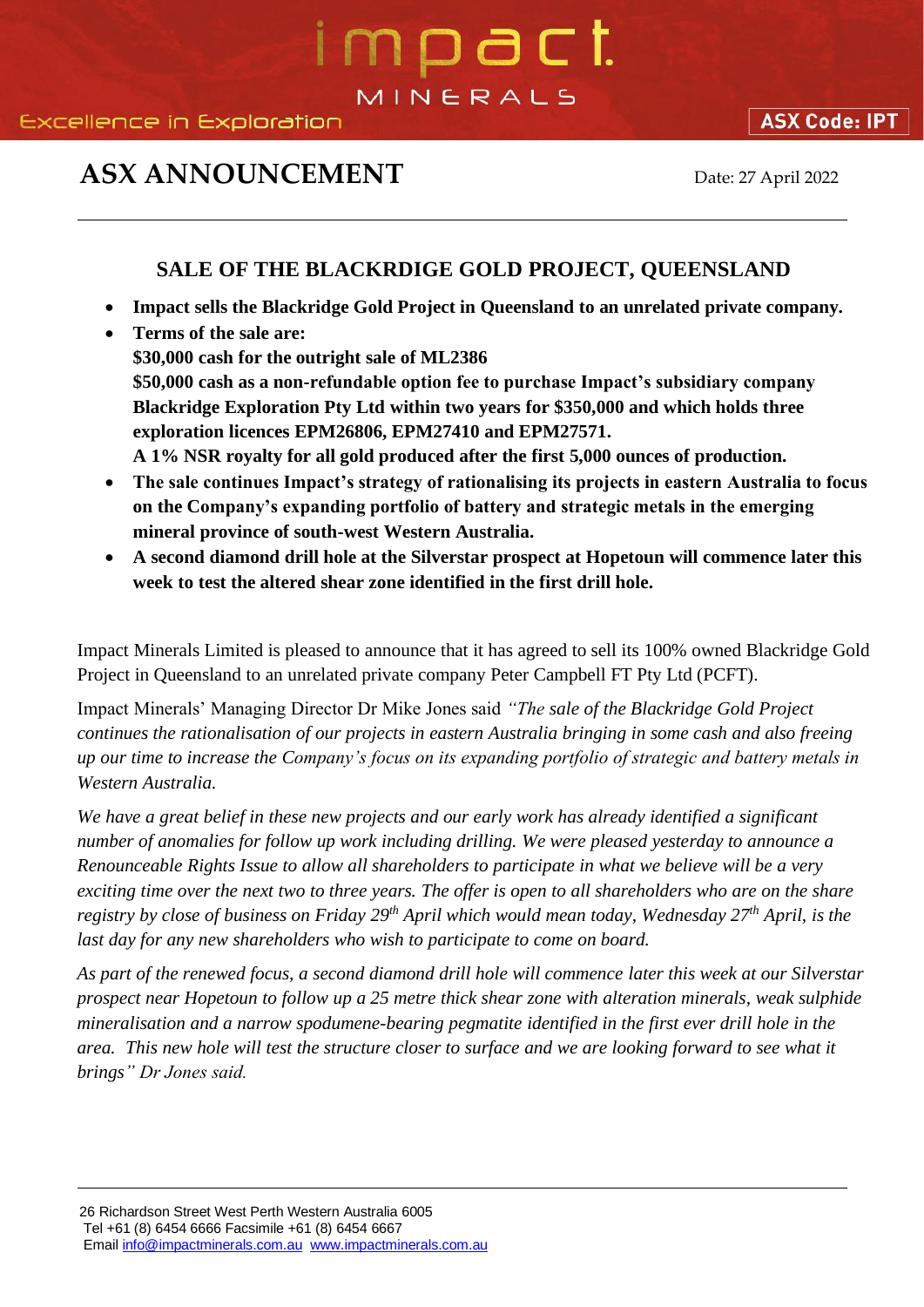# ASX ANNOUNCEMENT

Date: 27 April 2022

## SALE OF THE BLACKRDIGE GOLD PROJECT, QUEENSLAND

- **Impact sells the Blackridge Gold Project in Queensland to an unrelated private company.**
- **Terms of the sale are:**
  **$30,000 cash for the outright sale of ML2386**
  **$50,000 cash as a non-refundable option fee to purchase Impact's subsidiary company Blackridge Exploration Pty Ltd within two years for $350,000 and which holds three exploration licences EPM26806, EPM27410 and EPM27571.**
  **A 1% NSR royalty for all gold produced after the first 5,000 ounces of production.**
- **The sale continues Impact's strategy of rationalising its projects in eastern Australia to focus on the Company's expanding portfolio of battery and strategic metals in the emerging mineral province of south-west Western Australia.**
- **A second diamond drill hole at the Silverstar prospect at Hopetoun will commence later this week to test the altered shear zone identified in the first drill hole.**

Impact Minerals Limited is pleased to announce that it has agreed to sell its 100% owned Blackridge Gold Project in Queensland to an unrelated private company Peter Campbell FT Pty Ltd (PCFT).

Impact Minerals' Managing Director Dr Mike Jones said *"The sale of the Blackridge Gold Project continues the rationalisation of our projects in eastern Australia bringing in some cash and also freeing up our time to increase the Company's focus on its expanding portfolio of strategic and battery metals in Western Australia.*

*We have a great belief in these new projects and our early work has already identified a significant number of anomalies for follow up work including drilling. We were pleased yesterday to announce a Renounceable Rights Issue to allow all shareholders to participate in what we believe will be a very exciting time over the next two to three years. The offer is open to all shareholders who are on the share registry by close of business on Friday 29th April which would mean today, Wednesday 27th April, is the last day for any new shareholders who wish to participate to come on board.*

*As part of the renewed focus, a second diamond drill hole will commence later this week at our Silverstar prospect near Hopetoun to follow up a 25 metre thick shear zone with alteration minerals, weak sulphide mineralisation and a narrow spodumene-bearing pegmatite identified in the first ever drill hole in the area. This new hole will test the structure closer to surface and we are looking forward to see what it brings" Dr Jones said.*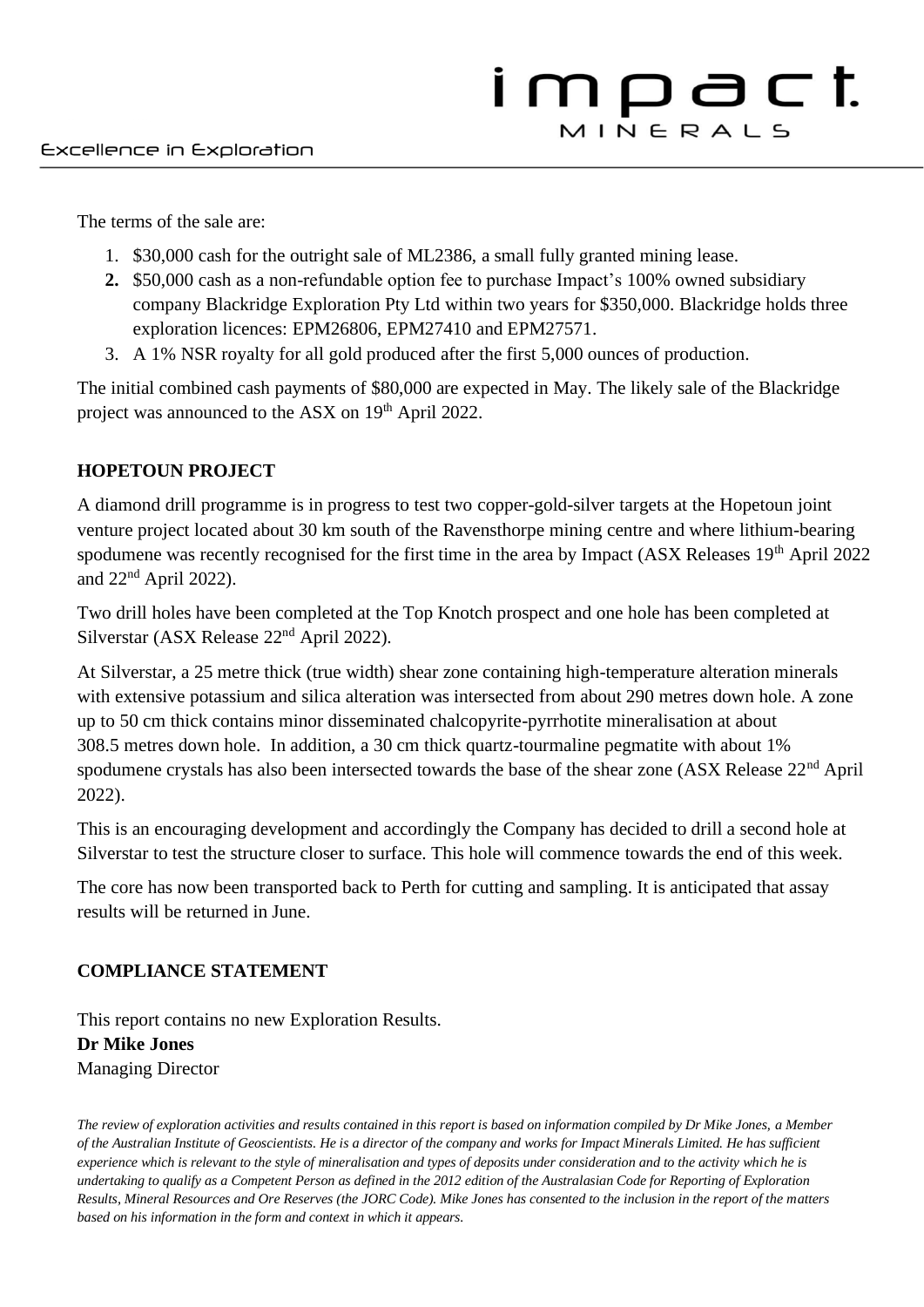The terms of the sale are:

1. $30,000 cash for the outright sale of ML2386, a small fully granted mining lease.
2. $50,000 cash as a non-refundable option fee to purchase Impact's 100% owned subsidiary company Blackridge Exploration Pty Ltd within two years for $350,000. Blackridge holds three exploration licences: EPM26806, EPM27410 and EPM27571.
3. A 1% NSR royalty for all gold produced after the first 5,000 ounces of production.

The initial combined cash payments of $80,000 are expected in May. The likely sale of the Blackridge project was announced to the ASX on 19th April 2022.

## HOPETOUN PROJECT

A diamond drill programme is in progress to test two copper-gold-silver targets at the Hopetoun joint venture project located about 30 km south of the Ravensthorpe mining centre and where lithium-bearing spodumene was recently recognised for the first time in the area by Impact (ASX Releases 19th April 2022 and 22nd April 2022).

Two drill holes have been completed at the Top Knotch prospect and one hole has been completed at Silverstar (ASX Release 22nd April 2022).

At Silverstar, a 25 metre thick (true width) shear zone containing high-temperature alteration minerals with extensive potassium and silica alteration was intersected from about 290 metres down hole. A zone up to 50 cm thick contains minor disseminated chalcopyrite-pyrrhotite mineralisation at about 308.5 metres down hole. In addition, a 30 cm thick quartz-tourmaline pegmatite with about 1% spodumene crystals has also been intersected towards the base of the shear zone (ASX Release 22nd April 2022).

This is an encouraging development and accordingly the Company has decided to drill a second hole at Silverstar to test the structure closer to surface. This hole will commence towards the end of this week.

The core has now been transported back to Perth for cutting and sampling. It is anticipated that assay results will be returned in June.

## COMPLIANCE STATEMENT

This report contains no new Exploration Results.

**Dr Mike Jones**
Managing Director

*The review of exploration activities and results contained in this report is based on information compiled by Dr Mike Jones, a Member of the Australian Institute of Geoscientists. He is a director of the company and works for Impact Minerals Limited. He has sufficient experience which is relevant to the style of mineralisation and types of deposits under consideration and to the activity which he is undertaking to qualify as a Competent Person as defined in the 2012 edition of the Australasian Code for Reporting of Exploration Results, Mineral Resources and Ore Reserves (the JORC Code). Mike Jones has consented to the inclusion in the report of the matters based on his information in the form and context in which it appears.*